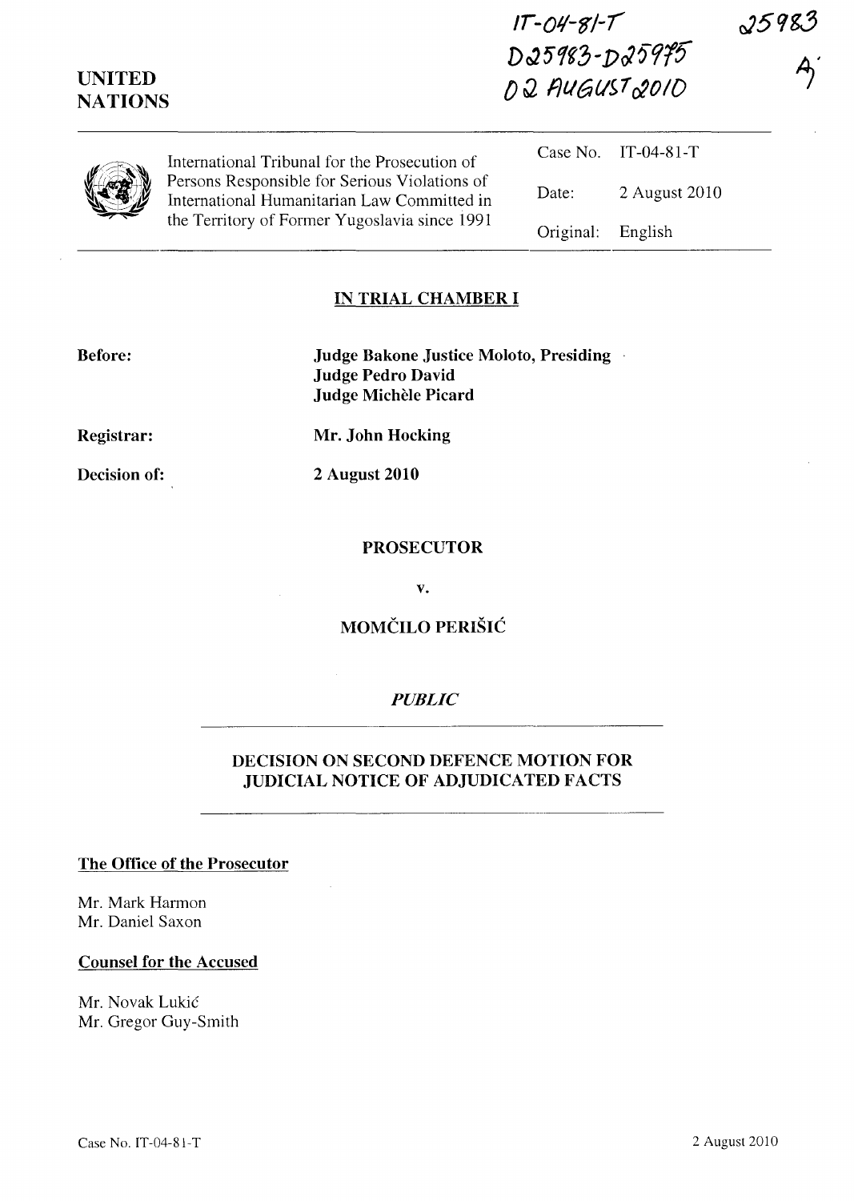IT-04-81-T
D25983-D25975
02 AUGUST 2010

25983

A

**UNITED NATIONS**

International Tribunal for the Prosecution of Persons Responsible for Serious Violations of International Humanitarian Law Committed in the Territory of Former Yugoslavia since 1991

| | |
|---|---|
| Case No. | IT-04-81-T |
| Date: | 2 August 2010 |
| Original: | English |

## IN TRIAL CHAMBER I

**Before:** **Judge Bakone Justice Moloto, Presiding**
**Judge Pedro David**
**Judge Michèle Picard**

**Registrar:** **Mr. John Hocking**

**Decision of:** **2 August 2010**

**PROSECUTOR**

**v.**

**MOMČILO PERIŠIĆ**

*PUBLIC*

## DECISION ON SECOND DEFENCE MOTION FOR JUDICIAL NOTICE OF ADJUDICATED FACTS

**The Office of the Prosecutor**

Mr. Mark Harmon
Mr. Daniel Saxon

**Counsel for the Accused**

Mr. Novak Lukić
Mr. Gregor Guy-Smith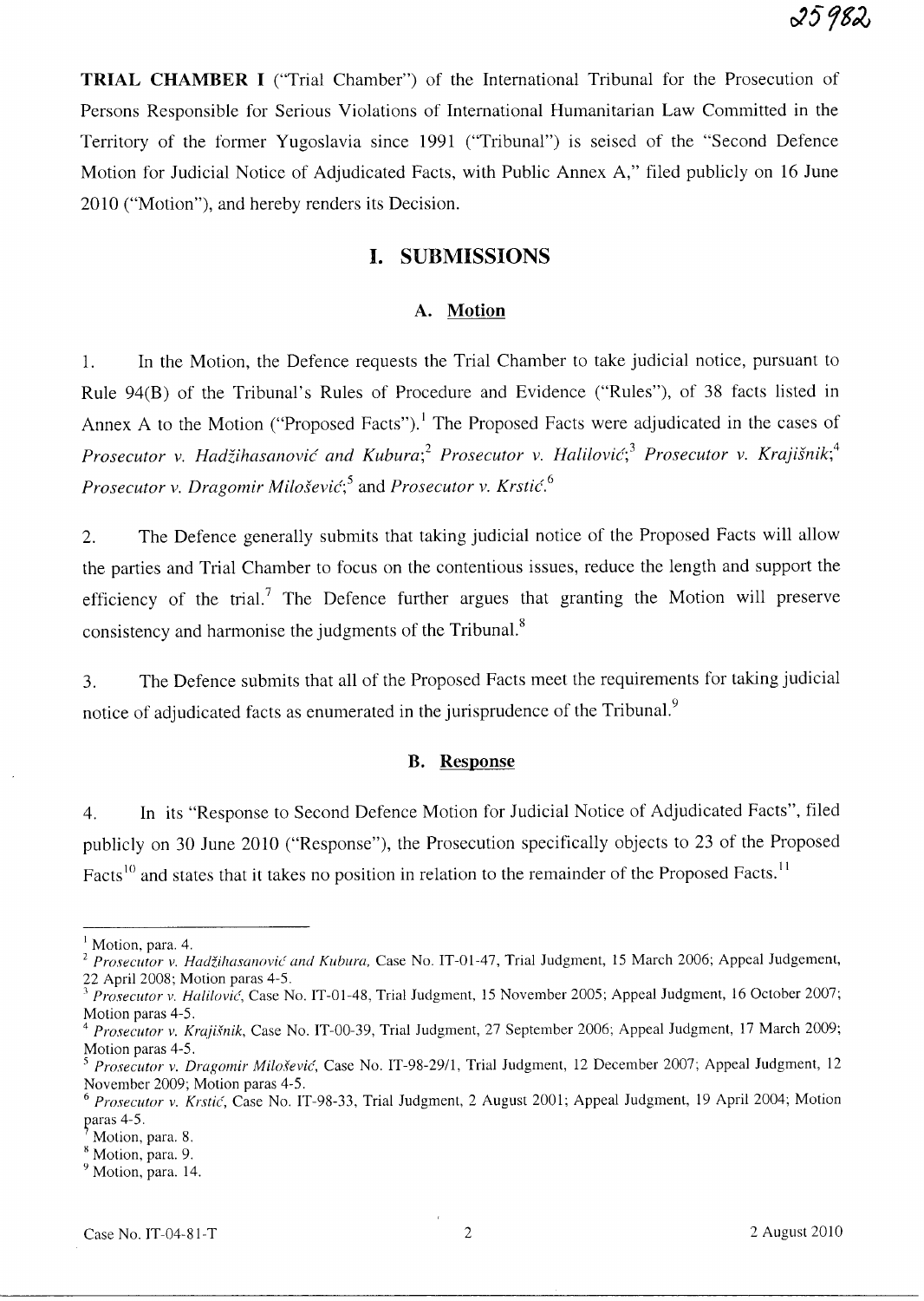**TRIAL CHAMBER I** ("Trial Chamber") of the International Tribunal for the Prosecution of Persons Responsible for Serious Violations of International Humanitarian Law Committed in the Territory of the former Yugoslavia since 1991 ("Tribunal") is seised of the "Second Defence Motion for Judicial Notice of Adjudicated Facts, with Public Annex A," filed publicly on 16 June 2010 ("Motion"), and hereby renders its Decision.

# I. SUBMISSIONS

## A. Motion

1. In the Motion, the Defence requests the Trial Chamber to take judicial notice, pursuant to Rule 94(B) of the Tribunal's Rules of Procedure and Evidence ("Rules"), of 38 facts listed in Annex A to the Motion ("Proposed Facts").[1] The Proposed Facts were adjudicated in the cases of *Prosecutor v. Hadžihasanović and Kubura*;[2] *Prosecutor v. Halilović*;[3] *Prosecutor v. Krajišnik*;[4] *Prosecutor v. Dragomir Milošević*;[5] and *Prosecutor v. Krstić*.[6]

2. The Defence generally submits that taking judicial notice of the Proposed Facts will allow the parties and Trial Chamber to focus on the contentious issues, reduce the length and support the efficiency of the trial.[7] The Defence further argues that granting the Motion will preserve consistency and harmonise the judgments of the Tribunal.[8]

3. The Defence submits that all of the Proposed Facts meet the requirements for taking judicial notice of adjudicated facts as enumerated in the jurisprudence of the Tribunal.[9]

## B. Response

4. In its "Response to Second Defence Motion for Judicial Notice of Adjudicated Facts", filed publicly on 30 June 2010 ("Response"), the Prosecution specifically objects to 23 of the Proposed Facts[10] and states that it takes no position in relation to the remainder of the Proposed Facts.[11]

---

[1] Motion, para. 4.

[2] *Prosecutor v. Hadžihasanović and Kubura*, Case No. IT-01-47, Trial Judgment, 15 March 2006; Appeal Judgement, 22 April 2008; Motion paras 4-5.

[3] *Prosecutor v. Halilović*, Case No. IT-01-48, Trial Judgment, 15 November 2005; Appeal Judgment, 16 October 2007; Motion paras 4-5.

[4] *Prosecutor v. Krajišnik*, Case No. IT-00-39, Trial Judgment, 27 September 2006; Appeal Judgment, 17 March 2009; Motion paras 4-5.

[5] *Prosecutor v. Dragomir Milošević*, Case No. IT-98-29/1, Trial Judgment, 12 December 2007; Appeal Judgment, 12 November 2009; Motion paras 4-5.

[6] *Prosecutor v. Krstić*, Case No. IT-98-33, Trial Judgment, 2 August 2001; Appeal Judgment, 19 April 2004; Motion paras 4-5.

[7] Motion, para. 8.

[8] Motion, para. 9.

[9] Motion, para. 14.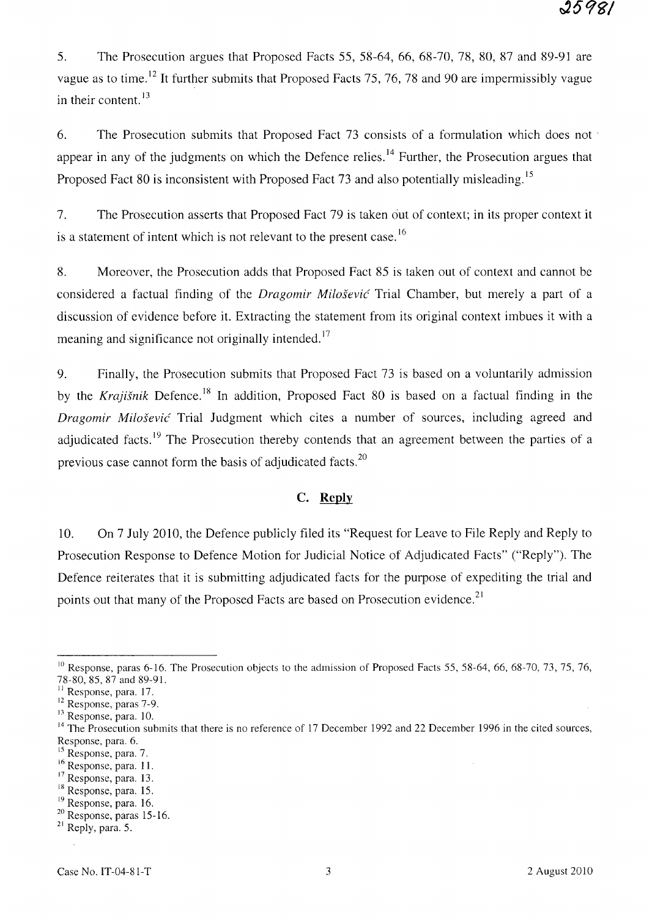5. The Prosecution argues that Proposed Facts 55, 58-64, 66, 68-70, 78, 80, 87 and 89-91 are vague as to time.[12] It further submits that Proposed Facts 75, 76, 78 and 90 are impermissibly vague in their content.[13]

6. The Prosecution submits that Proposed Fact 73 consists of a formulation which does not appear in any of the judgments on which the Defence relies.[14] Further, the Prosecution argues that Proposed Fact 80 is inconsistent with Proposed Fact 73 and also potentially misleading.[15]

7. The Prosecution asserts that Proposed Fact 79 is taken out of context; in its proper context it is a statement of intent which is not relevant to the present case.[16]

8. Moreover, the Prosecution adds that Proposed Fact 85 is taken out of context and cannot be considered a factual finding of the *Dragomir Milošević* Trial Chamber, but merely a part of a discussion of evidence before it. Extracting the statement from its original context imbues it with a meaning and significance not originally intended.[17]

9. Finally, the Prosecution submits that Proposed Fact 73 is based on a voluntarily admission by the *Krajišnik* Defence.[18] In addition, Proposed Fact 80 is based on a factual finding in the *Dragomir Milošević* Trial Judgment which cites a number of sources, including agreed and adjudicated facts.[19] The Prosecution thereby contends that an agreement between the parties of a previous case cannot form the basis of adjudicated facts.[20]

## C. Reply

10. On 7 July 2010, the Defence publicly filed its "Request for Leave to File Reply and Reply to Prosecution Response to Defence Motion for Judicial Notice of Adjudicated Facts" ("Reply"). The Defence reiterates that it is submitting adjudicated facts for the purpose of expediting the trial and points out that many of the Proposed Facts are based on Prosecution evidence.[21]

---

[10] Response, paras 6-16. The Prosecution objects to the admission of Proposed Facts 55, 58-64, 66, 68-70, 73, 75, 76, 78-80, 85, 87 and 89-91.

[11] Response, para. 17.

[12] Response, paras 7-9.

[13] Response, para. 10.

[14] The Prosecution submits that there is no reference of 17 December 1992 and 22 December 1996 in the cited sources, Response, para. 6.

[15] Response, para. 7.

[16] Response, para. 11.

[17] Response, para. 13.

[18] Response, para. 15.

[19] Response, para. 16.

[20] Response, paras 15-16.

[21] Reply, para. 5.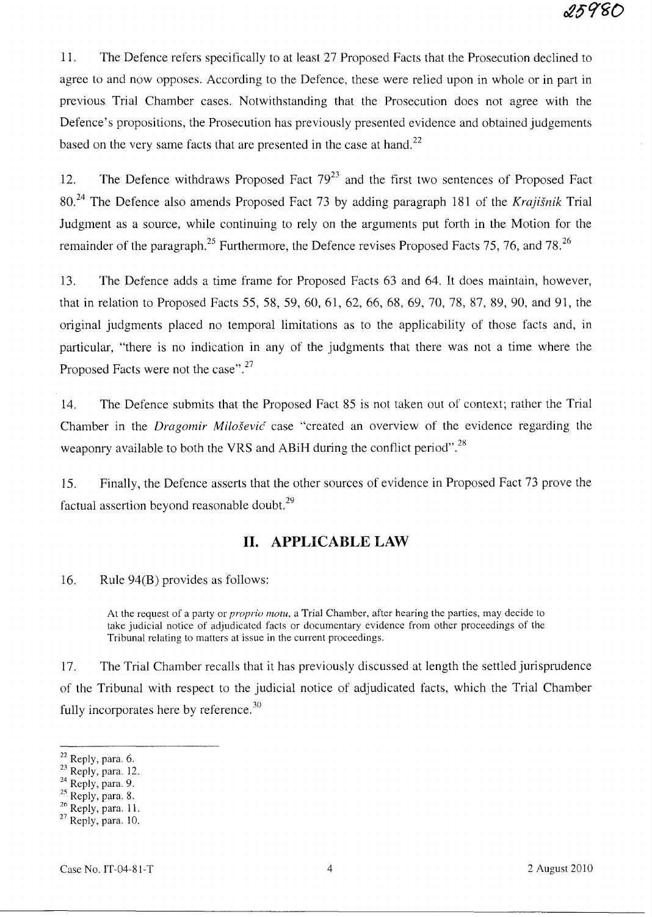11. The Defence refers specifically to at least 27 Proposed Facts that the Prosecution declined to agree to and now opposes. According to the Defence, these were relied upon in whole or in part in previous Trial Chamber cases. Notwithstanding that the Prosecution does not agree with the Defence's propositions, the Prosecution has previously presented evidence and obtained judgements based on the very same facts that are presented in the case at hand.[22]

12. The Defence withdraws Proposed Fact 79[23] and the first two sentences of Proposed Fact 80.[24] The Defence also amends Proposed Fact 73 by adding paragraph 181 of the *Krajišnik* Trial Judgment as a source, while continuing to rely on the arguments put forth in the Motion for the remainder of the paragraph.[25] Furthermore, the Defence revises Proposed Facts 75, 76, and 78.[26]

13. The Defence adds a time frame for Proposed Facts 63 and 64. It does maintain, however, that in relation to Proposed Facts 55, 58, 59, 60, 61, 62, 66, 68, 69, 70, 78, 87, 89, 90, and 91, the original judgments placed no temporal limitations as to the applicability of those facts and, in particular, "there is no indication in any of the judgments that there was not a time where the Proposed Facts were not the case".[27]

14. The Defence submits that the Proposed Fact 85 is not taken out of context; rather the Trial Chamber in the *Dragomir Milošević* case "created an overview of the evidence regarding the weaponry available to both the VRS and ABiH during the conflict period".[28]

15. Finally, the Defence asserts that the other sources of evidence in Proposed Fact 73 prove the factual assertion beyond reasonable doubt.[29]

## II. APPLICABLE LAW

16. Rule 94(B) provides as follows:

> At the request of a party or *proprio motu*, a Trial Chamber, after hearing the parties, may decide to take judicial notice of adjudicated facts or documentary evidence from other proceedings of the Tribunal relating to matters at issue in the current proceedings.

17. The Trial Chamber recalls that it has previously discussed at length the settled jurisprudence of the Tribunal with respect to the judicial notice of adjudicated facts, which the Trial Chamber fully incorporates here by reference.[30]

---

[22] Reply, para. 6.
[23] Reply, para. 12.
[24] Reply, para. 9.
[25] Reply, para. 8.
[26] Reply, para. 11.
[27] Reply, para. 10.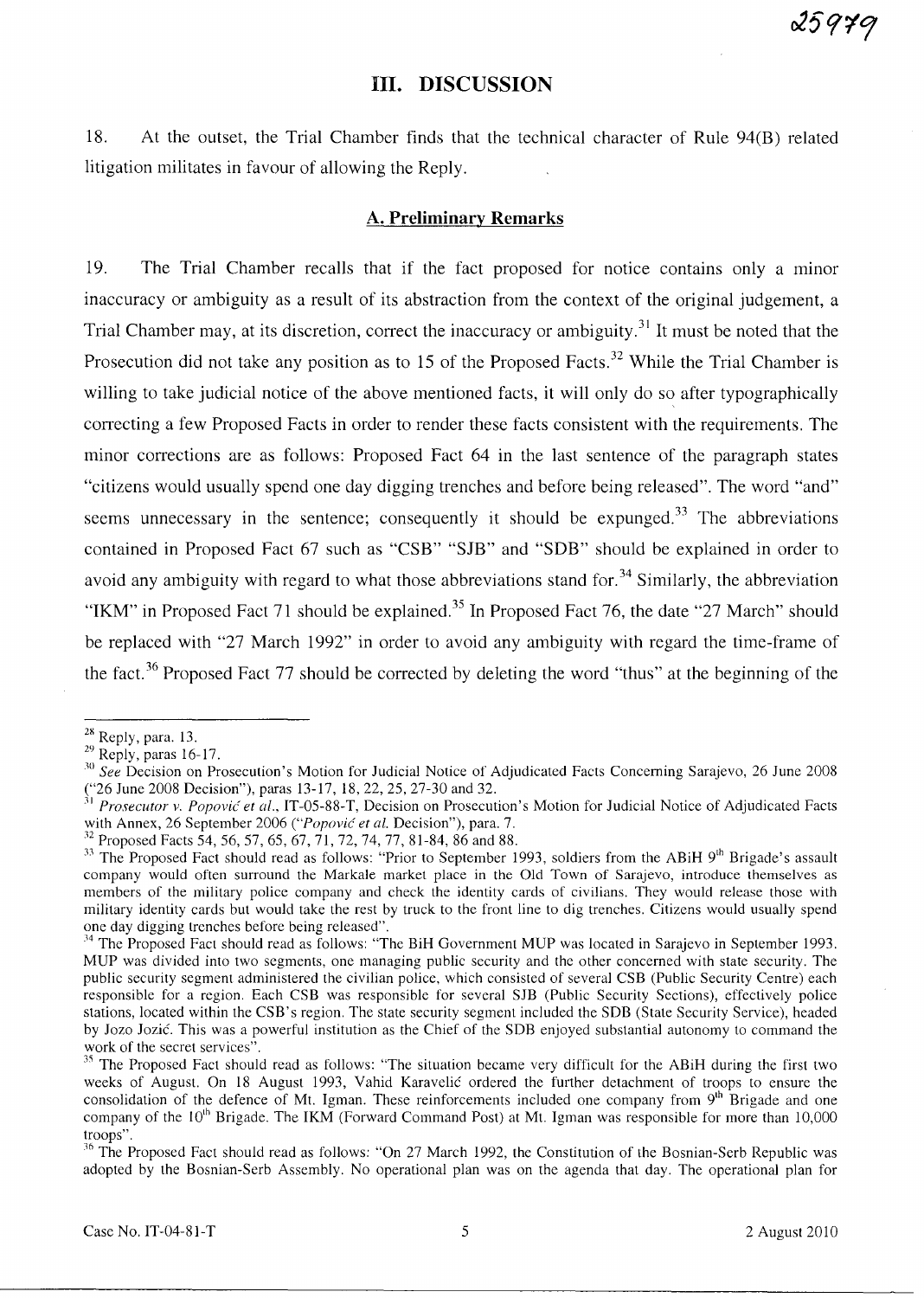## III. DISCUSSION

18. At the outset, the Trial Chamber finds that the technical character of Rule 94(B) related litigation militates in favour of allowing the Reply.

### A. Preliminary Remarks

19. The Trial Chamber recalls that if the fact proposed for notice contains only a minor inaccuracy or ambiguity as a result of its abstraction from the context of the original judgement, a Trial Chamber may, at its discretion, correct the inaccuracy or ambiguity.[31] It must be noted that the Prosecution did not take any position as to 15 of the Proposed Facts.[32] While the Trial Chamber is willing to take judicial notice of the above mentioned facts, it will only do so after typographically correcting a few Proposed Facts in order to render these facts consistent with the requirements. The minor corrections are as follows: Proposed Fact 64 in the last sentence of the paragraph states "citizens would usually spend one day digging trenches and before being released". The word "and" seems unnecessary in the sentence; consequently it should be expunged.[33] The abbreviations contained in Proposed Fact 67 such as "CSB" "SJB" and "SDB" should be explained in order to avoid any ambiguity with regard to what those abbreviations stand for.[34] Similarly, the abbreviation "IKM" in Proposed Fact 71 should be explained.[35] In Proposed Fact 76, the date "27 March" should be replaced with "27 March 1992" in order to avoid any ambiguity with regard the time-frame of the fact.[36] Proposed Fact 77 should be corrected by deleting the word "thus" at the beginning of the

---

[28] Reply, para. 13.

[29] Reply, paras 16-17.

[30] *See* Decision on Prosecution's Motion for Judicial Notice of Adjudicated Facts Concerning Sarajevo, 26 June 2008 ("26 June 2008 Decision"), paras 13-17, 18, 22, 25, 27-30 and 32.

[31] *Prosecutor v. Popović et al.*, IT-05-88-T, Decision on Prosecution's Motion for Judicial Notice of Adjudicated Facts with Annex, 26 September 2006 ("*Popović et al.* Decision"), para. 7.

[32] Proposed Facts 54, 56, 57, 65, 67, 71, 72, 74, 77, 81-84, 86 and 88.

[33] The Proposed Fact should read as follows: "Prior to September 1993, soldiers from the ABiH 9th Brigade's assault company would often surround the Markale market place in the Old Town of Sarajevo, introduce themselves as members of the military police company and check the identity cards of civilians. They would release those with military identity cards but would take the rest by truck to the front line to dig trenches. Citizens would usually spend one day digging trenches before being released".

[34] The Proposed Fact should read as follows: "The BiH Government MUP was located in Sarajevo in September 1993. MUP was divided into two segments, one managing public security and the other concerned with state security. The public security segment administered the civilian police, which consisted of several CSB (Public Security Centre) each responsible for a region. Each CSB was responsible for several SJB (Public Security Sections), effectively police stations, located within the CSB's region. The state security segment included the SDB (State Security Service), headed by Jozo Jozić. This was a powerful institution as the Chief of the SDB enjoyed substantial autonomy to command the work of the secret services".

[35] The Proposed Fact should read as follows: "The situation became very difficult for the ABiH during the first two weeks of August. On 18 August 1993, Vahid Karavelić ordered the further detachment of troops to ensure the consolidation of the defence of Mt. Igman. These reinforcements included one company from 9th Brigade and one company of the 10th Brigade. The IKM (Forward Command Post) at Mt. Igman was responsible for more than 10,000 troops".

[36] The Proposed Fact should read as follows: "On 27 March 1992, the Constitution of the Bosnian-Serb Republic was adopted by the Bosnian-Serb Assembly. No operational plan was on the agenda that day. The operational plan for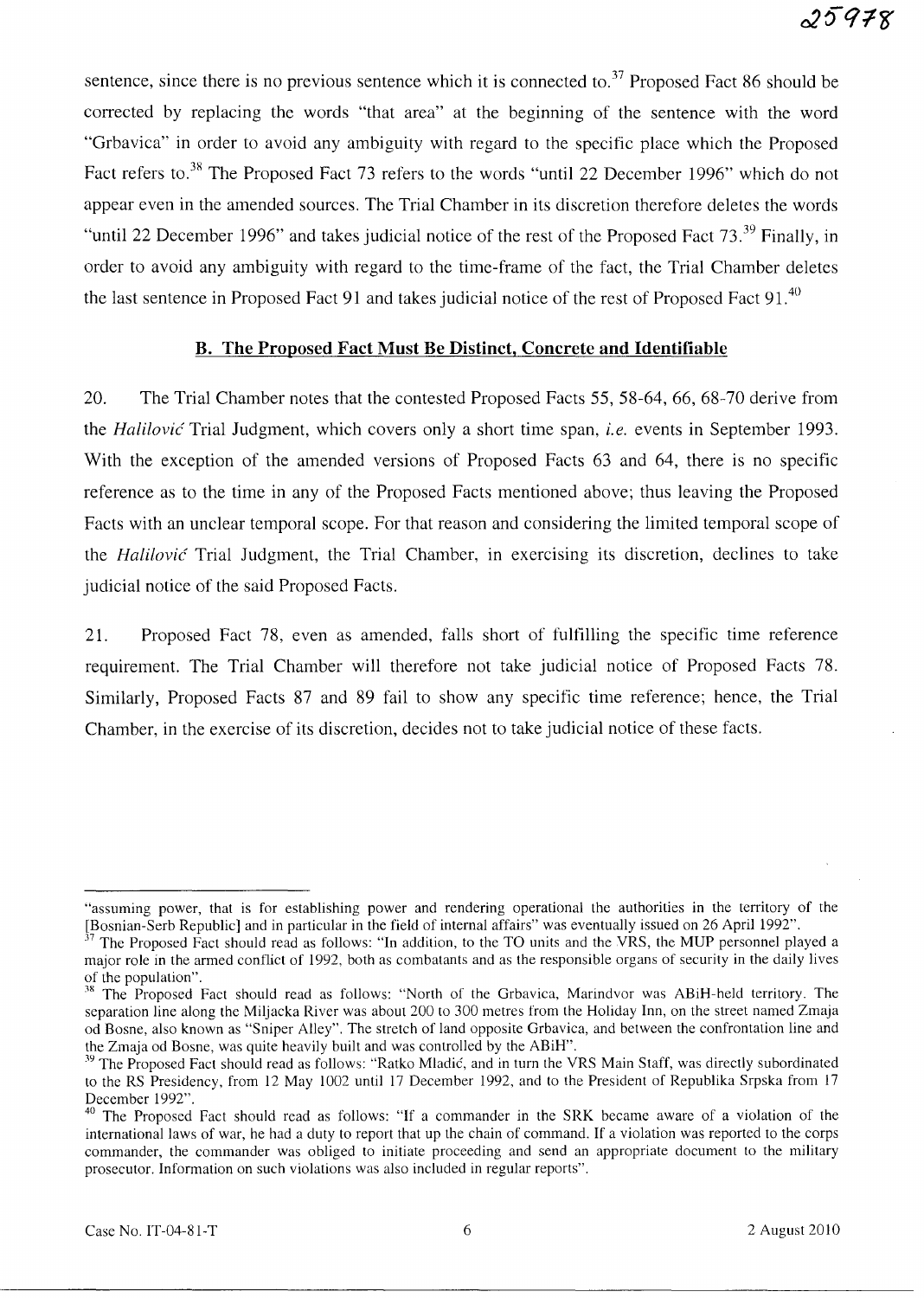sentence, since there is no previous sentence which it is connected to.[37] Proposed Fact 86 should be corrected by replacing the words "that area" at the beginning of the sentence with the word "Grbavica" in order to avoid any ambiguity with regard to the specific place which the Proposed Fact refers to.[38] The Proposed Fact 73 refers to the words "until 22 December 1996" which do not appear even in the amended sources. The Trial Chamber in its discretion therefore deletes the words "until 22 December 1996" and takes judicial notice of the rest of the Proposed Fact 73.[39] Finally, in order to avoid any ambiguity with regard to the time-frame of the fact, the Trial Chamber deletes the last sentence in Proposed Fact 91 and takes judicial notice of the rest of Proposed Fact 91.[40]

## B. The Proposed Fact Must Be Distinct, Concrete and Identifiable

20. The Trial Chamber notes that the contested Proposed Facts 55, 58-64, 66, 68-70 derive from the *Halilović* Trial Judgment, which covers only a short time span, *i.e.* events in September 1993. With the exception of the amended versions of Proposed Facts 63 and 64, there is no specific reference as to the time in any of the Proposed Facts mentioned above; thus leaving the Proposed Facts with an unclear temporal scope. For that reason and considering the limited temporal scope of the *Halilović* Trial Judgment, the Trial Chamber, in exercising its discretion, declines to take judicial notice of the said Proposed Facts.

21. Proposed Fact 78, even as amended, falls short of fulfilling the specific time reference requirement. The Trial Chamber will therefore not take judicial notice of Proposed Facts 78. Similarly, Proposed Facts 87 and 89 fail to show any specific time reference; hence, the Trial Chamber, in the exercise of its discretion, decides not to take judicial notice of these facts.

---

"assuming power, that is for establishing power and rendering operational the authorities in the territory of the [Bosnian-Serb Republic] and in particular in the field of internal affairs" was eventually issued on 26 April 1992".

[37] The Proposed Fact should read as follows: "In addition, to the TO units and the VRS, the MUP personnel played a major role in the armed conflict of 1992, both as combatants and as the responsible organs of security in the daily lives of the population".

[38] The Proposed Fact should read as follows: "North of the Grbavica, Marindvor was ABiH-held territory. The separation line along the Miljacka River was about 200 to 300 metres from the Holiday Inn, on the street named Zmaja od Bosne, also known as "Sniper Alley". The stretch of land opposite Grbavica, and between the confrontation line and the Zmaja od Bosne, was quite heavily built and was controlled by the ABiH".

[39] The Proposed Fact should read as follows: "Ratko Mladić, and in turn the VRS Main Staff, was directly subordinated to the RS Presidency, from 12 May 1002 until 17 December 1992, and to the President of Republika Srpska from 17 December 1992".

[40] The Proposed Fact should read as follows: "If a commander in the SRK became aware of a violation of the international laws of war, he had a duty to report that up the chain of command. If a violation was reported to the corps commander, the commander was obliged to initiate proceeding and send an appropriate document to the military prosecutor. Information on such violations was also included in regular reports".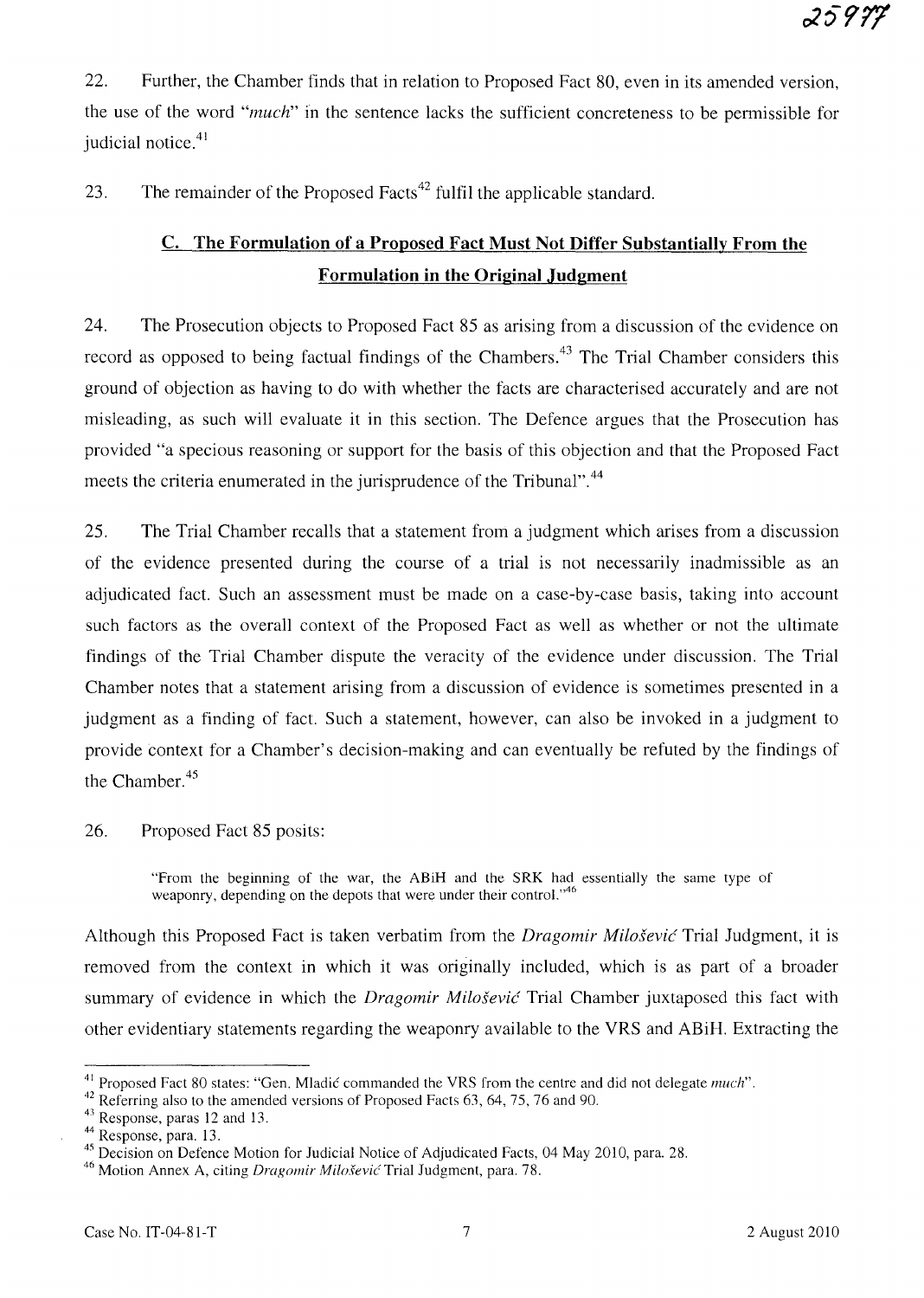22. Further, the Chamber finds that in relation to Proposed Fact 80, even in its amended version, the use of the word "*much*" in the sentence lacks the sufficient concreteness to be permissible for judicial notice.[41]

23. The remainder of the Proposed Facts[42] fulfil the applicable standard.

## C. The Formulation of a Proposed Fact Must Not Differ Substantially From the Formulation in the Original Judgment

24. The Prosecution objects to Proposed Fact 85 as arising from a discussion of the evidence on record as opposed to being factual findings of the Chambers.[43] The Trial Chamber considers this ground of objection as having to do with whether the facts are characterised accurately and are not misleading, as such will evaluate it in this section. The Defence argues that the Prosecution has provided "a specious reasoning or support for the basis of this objection and that the Proposed Fact meets the criteria enumerated in the jurisprudence of the Tribunal".[44]

25. The Trial Chamber recalls that a statement from a judgment which arises from a discussion of the evidence presented during the course of a trial is not necessarily inadmissible as an adjudicated fact. Such an assessment must be made on a case-by-case basis, taking into account such factors as the overall context of the Proposed Fact as well as whether or not the ultimate findings of the Trial Chamber dispute the veracity of the evidence under discussion. The Trial Chamber notes that a statement arising from a discussion of evidence is sometimes presented in a judgment as a finding of fact. Such a statement, however, can also be invoked in a judgment to provide context for a Chamber's decision-making and can eventually be refuted by the findings of the Chamber.[45]

26. Proposed Fact 85 posits:

> "From the beginning of the war, the ABiH and the SRK had essentially the same type of weaponry, depending on the depots that were under their control."[46]

Although this Proposed Fact is taken verbatim from the *Dragomir Milošević* Trial Judgment, it is removed from the context in which it was originally included, which is as part of a broader summary of evidence in which the *Dragomir Milošević* Trial Chamber juxtaposed this fact with other evidentiary statements regarding the weaponry available to the VRS and ABiH. Extracting the

---

[41] Proposed Fact 80 states: "Gen. Mladić commanded the VRS from the centre and did not delegate *much*".

[42] Referring also to the amended versions of Proposed Facts 63, 64, 75, 76 and 90.

[43] Response, paras 12 and 13.

[44] Response, para. 13.

[45] Decision on Defence Motion for Judicial Notice of Adjudicated Facts, 04 May 2010, para. 28.

[46] Motion Annex A, citing *Dragomir Milošević* Trial Judgment, para. 78.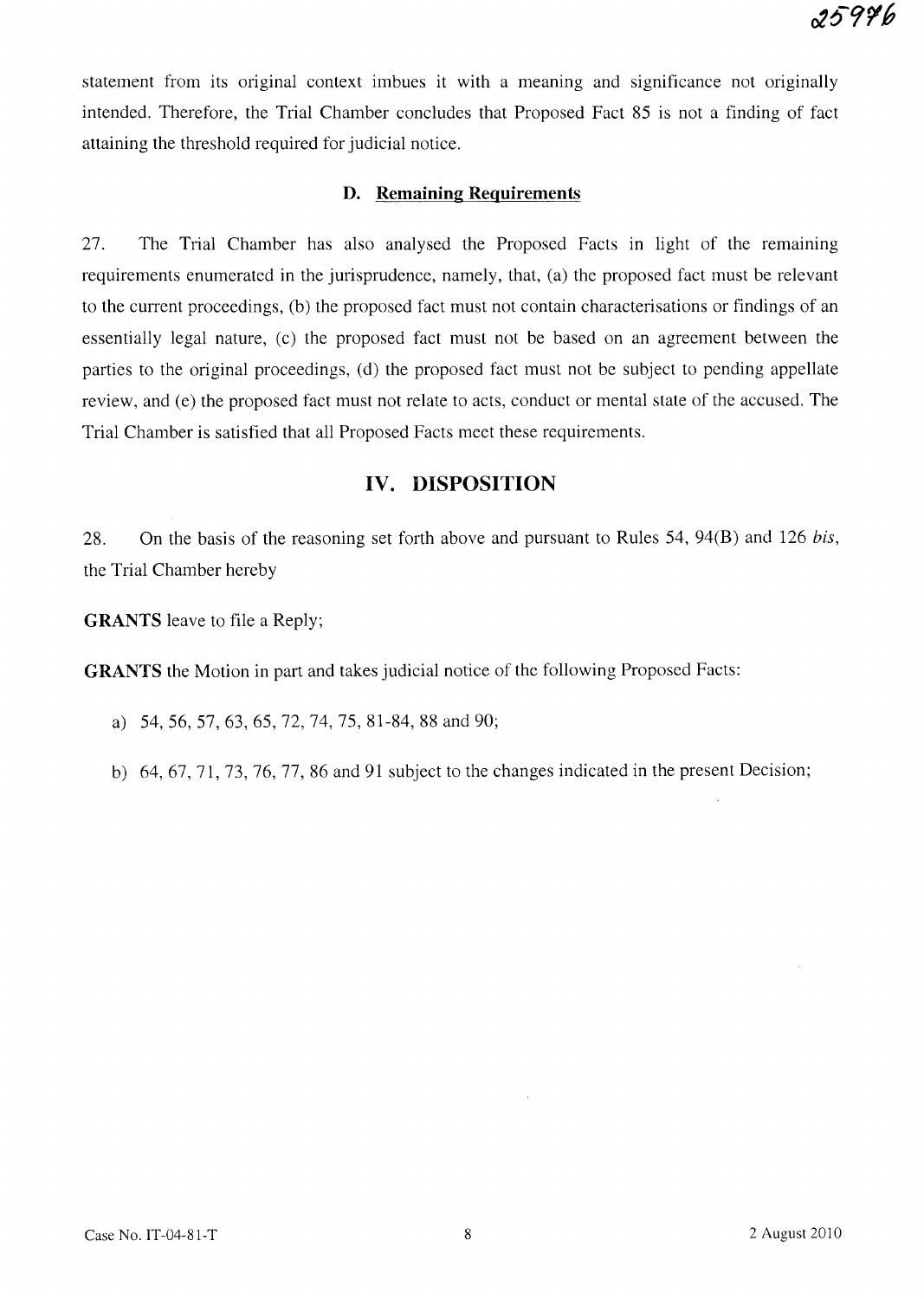statement from its original context imbues it with a meaning and significance not originally intended. Therefore, the Trial Chamber concludes that Proposed Fact 85 is not a finding of fact attaining the threshold required for judicial notice.

### D. Remaining Requirements

27. The Trial Chamber has also analysed the Proposed Facts in light of the remaining requirements enumerated in the jurisprudence, namely, that, (a) the proposed fact must be relevant to the current proceedings, (b) the proposed fact must not contain characterisations or findings of an essentially legal nature, (c) the proposed fact must not be based on an agreement between the parties to the original proceedings, (d) the proposed fact must not be subject to pending appellate review, and (e) the proposed fact must not relate to acts, conduct or mental state of the accused. The Trial Chamber is satisfied that all Proposed Facts meet these requirements.

## IV. DISPOSITION

28. On the basis of the reasoning set forth above and pursuant to Rules 54, 94(B) and 126 *bis*, the Trial Chamber hereby

**GRANTS** leave to file a Reply;

**GRANTS** the Motion in part and takes judicial notice of the following Proposed Facts:

a) 54, 56, 57, 63, 65, 72, 74, 75, 81-84, 88 and 90;

b) 64, 67, 71, 73, 76, 77, 86 and 91 subject to the changes indicated in the present Decision;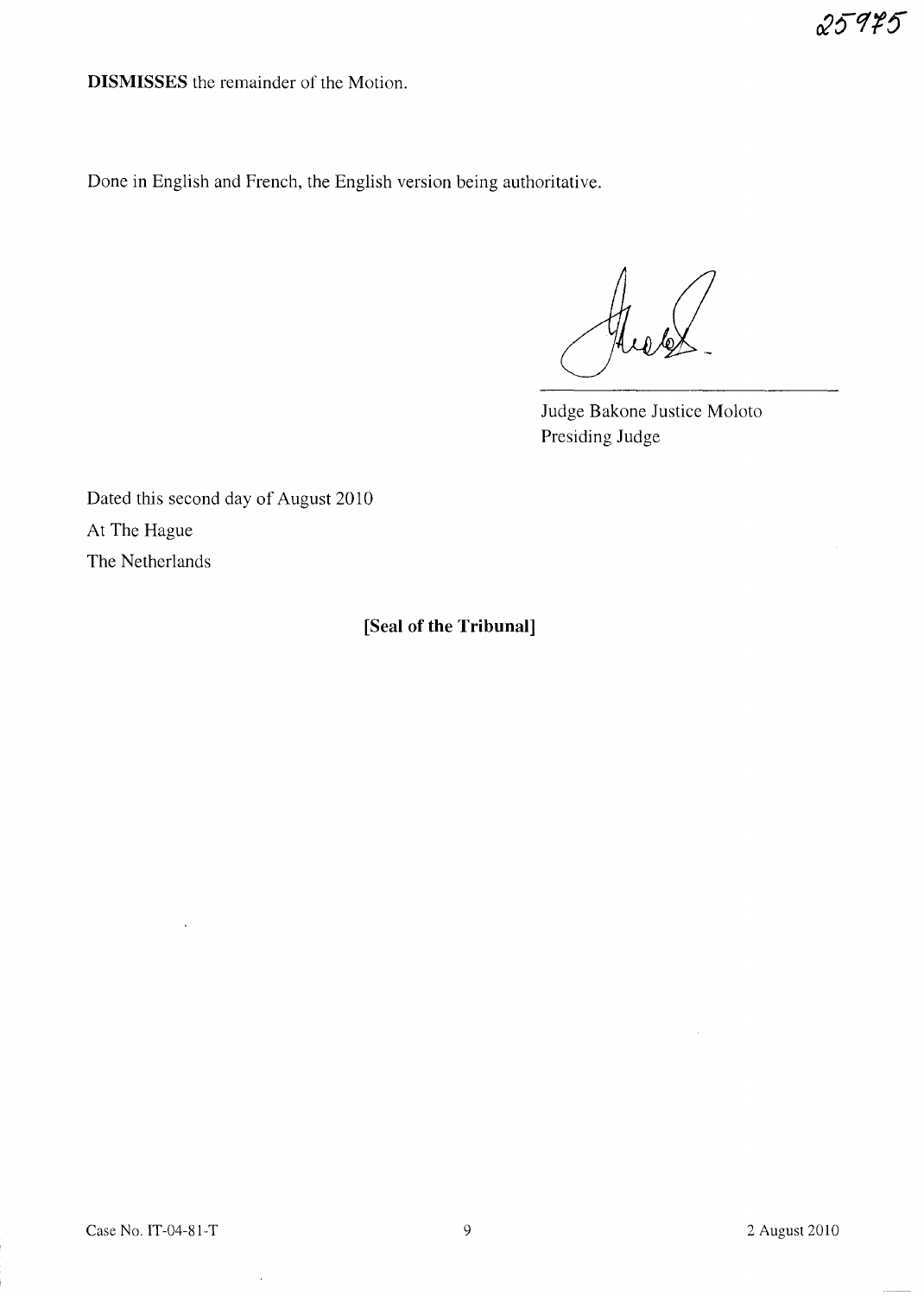**DISMISSES** the remainder of the Motion.

Done in English and French, the English version being authoritative.

Judge Bakone Justice Moloto
Presiding Judge

Dated this second day of August 2010
At The Hague
The Netherlands

**[Seal of the Tribunal]**